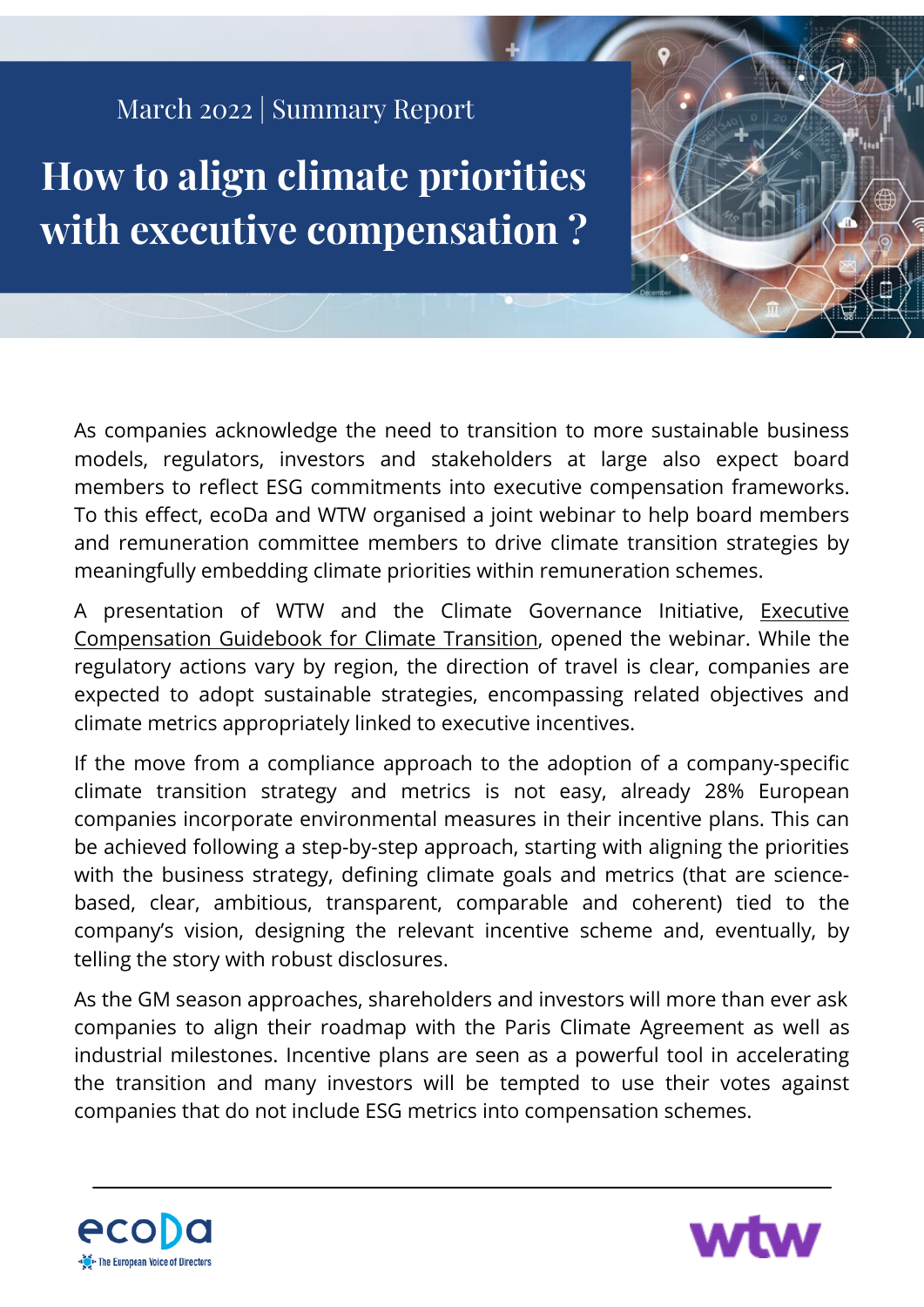March 2022 | Summary Report

# How to align climate priorities with executive compensation ?

As companies acknowledge the need to transition to more sustainable business models, regulators, investors and stakeholders at large also expect board members to reflect ESG commitments into executive compensation frameworks. To this effect, ecoDa and WTW organised a joint webinar to help board members and remuneration committee members to drive climate transition strategies by meaningfully embedding climate priorities within remuneration schemes.

A presentation of WTW and the Climate Governance Initiative, Executive Compensation Guidebook for Climate Transition, opened the webinar. While the regulatory actions vary by region, the direction of travel is clear, companies are expected to adopt sustainable strategies, encompassing related objectives and climate metrics appropriately linked to executive incentives.

If the move from a compliance approach to the adoption of a company-specific climate transition strategy and metrics is not easy, already 28% European companies incorporate environmental measures in their incentive plans. This can be achieved following a step-by-step approach, starting with aligning the priorities with the business strategy, defining climate goals and metrics (that are science-based, clear, ambitious, transparent, comparable and coherent) tied to the company's vision, designing the relevant incentive scheme and, eventually, by telling the story with robust disclosures.

As the GM season approaches, shareholders and investors will more than ever ask companies to align their roadmap with the Paris Climate Agreement as well as industrial milestones. Incentive plans are seen as a powerful tool in accelerating the transition and many investors will be tempted to use their votes against companies that do not include ESG metrics into compensation schemes.

ecoDa – The European Voice of Directors

wtw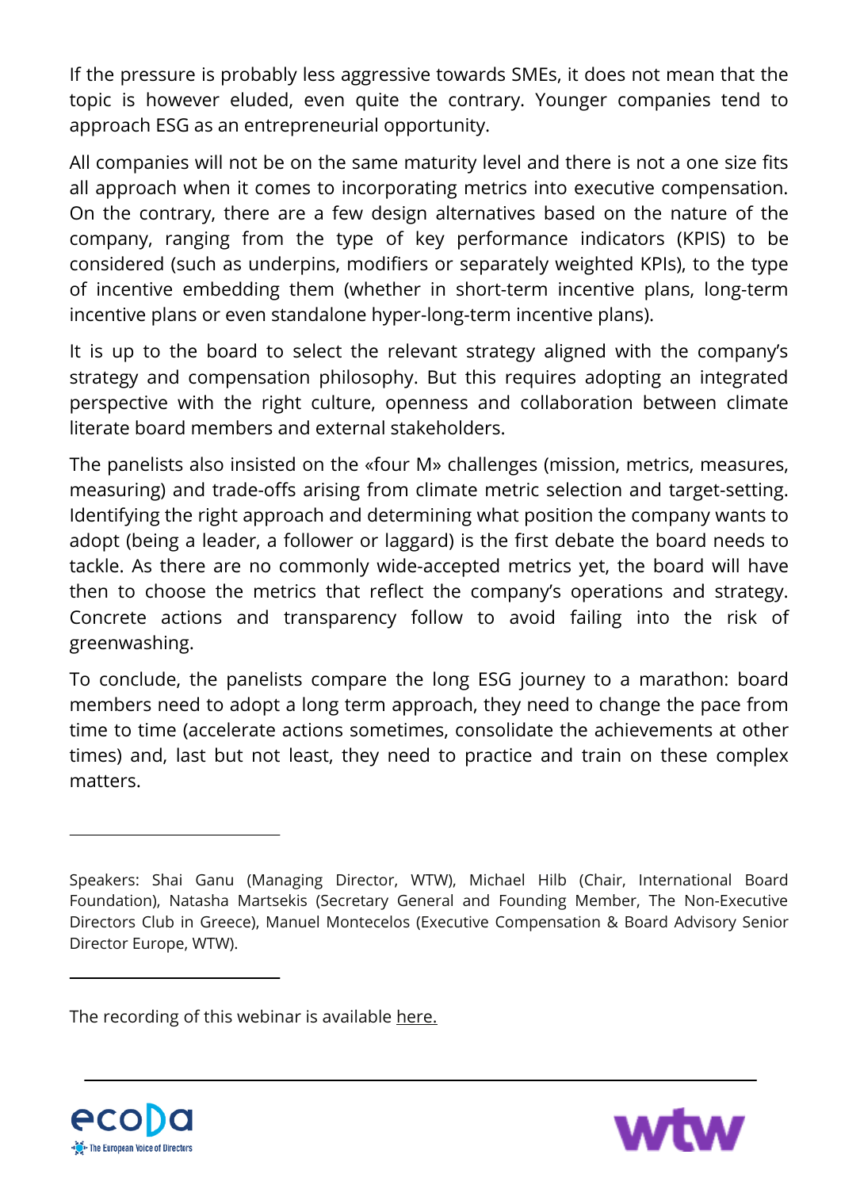If the pressure is probably less aggressive towards SMEs, it does not mean that the topic is however eluded, even quite the contrary. Younger companies tend to approach ESG as an entrepreneurial opportunity.

All companies will not be on the same maturity level and there is not a one size fits all approach when it comes to incorporating metrics into executive compensation. On the contrary, there are a few design alternatives based on the nature of the company, ranging from the type of key performance indicators (KPIS) to be considered (such as underpins, modifiers or separately weighted KPIs), to the type of incentive embedding them (whether in short-term incentive plans, long-term incentive plans or even standalone hyper-long-term incentive plans).

It is up to the board to select the relevant strategy aligned with the company's strategy and compensation philosophy. But this requires adopting an integrated perspective with the right culture, openness and collaboration between climate literate board members and external stakeholders.

The panelists also insisted on the «four M» challenges (mission, metrics, measures, measuring) and trade-offs arising from climate metric selection and target-setting. Identifying the right approach and determining what position the company wants to adopt (being a leader, a follower or laggard) is the first debate the board needs to tackle. As there are no commonly wide-accepted metrics yet, the board will have then to choose the metrics that reflect the company's operations and strategy. Concrete actions and transparency follow to avoid failing into the risk of greenwashing.

To conclude, the panelists compare the long ESG journey to a marathon: board members need to adopt a long term approach, they need to change the pace from time to time (accelerate actions sometimes, consolidate the achievements at other times) and, last but not least, they need to practice and train on these complex matters.

---

Speakers: Shai Ganu (Managing Director, WTW), Michael Hilb (Chair, International Board Foundation), Natasha Martsekis (Secretary General and Founding Member, The Non-Executive Directors Club in Greece), Manuel Montecelos (Executive Compensation & Board Advisory Senior Director Europe, WTW).

---

The recording of this webinar is available here.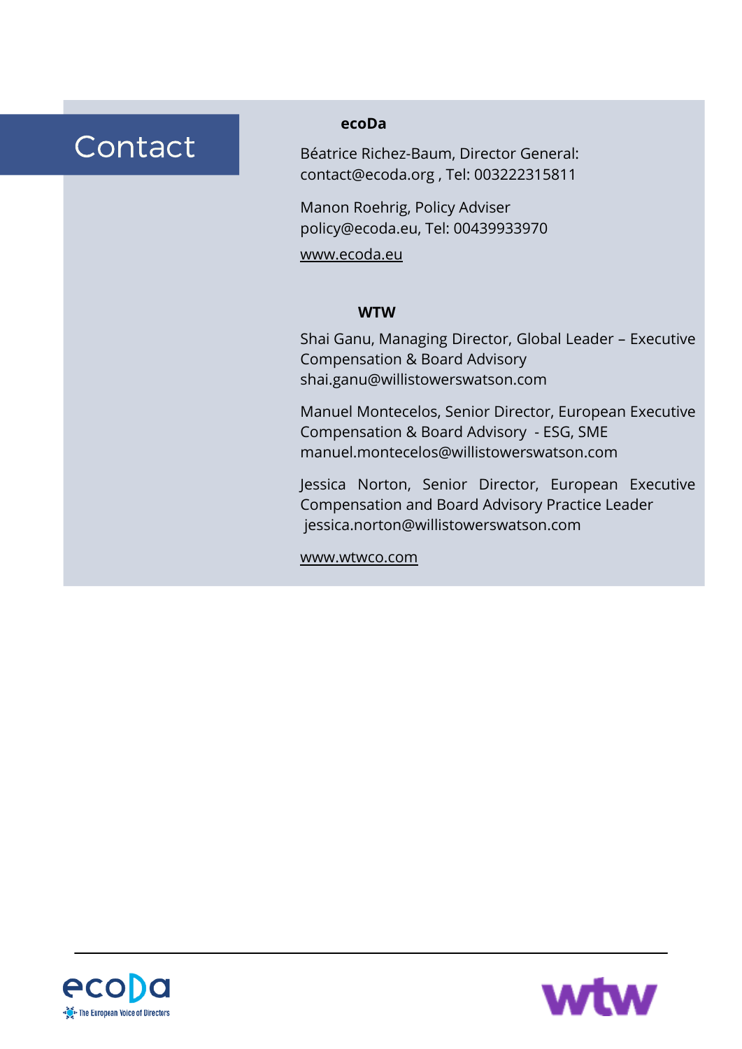# Contact

**ecoDa**

Béatrice Richez-Baum, Director General:
contact@ecoda.org , Tel: 003222315811

Manon Roehrig, Policy Adviser
policy@ecoda.eu, Tel: 00439933970

www.ecoda.eu

**WTW**

Shai Ganu, Managing Director, Global Leader – Executive Compensation & Board Advisory
shai.ganu@willistowerswatson.com

Manuel Montecelos, Senior Director, European Executive Compensation & Board Advisory - ESG, SME
manuel.montecelos@willistowerswatson.com

Jessica Norton, Senior Director, European Executive Compensation and Board Advisory Practice Leader
jessica.norton@willistowerswatson.com

www.wtwco.com